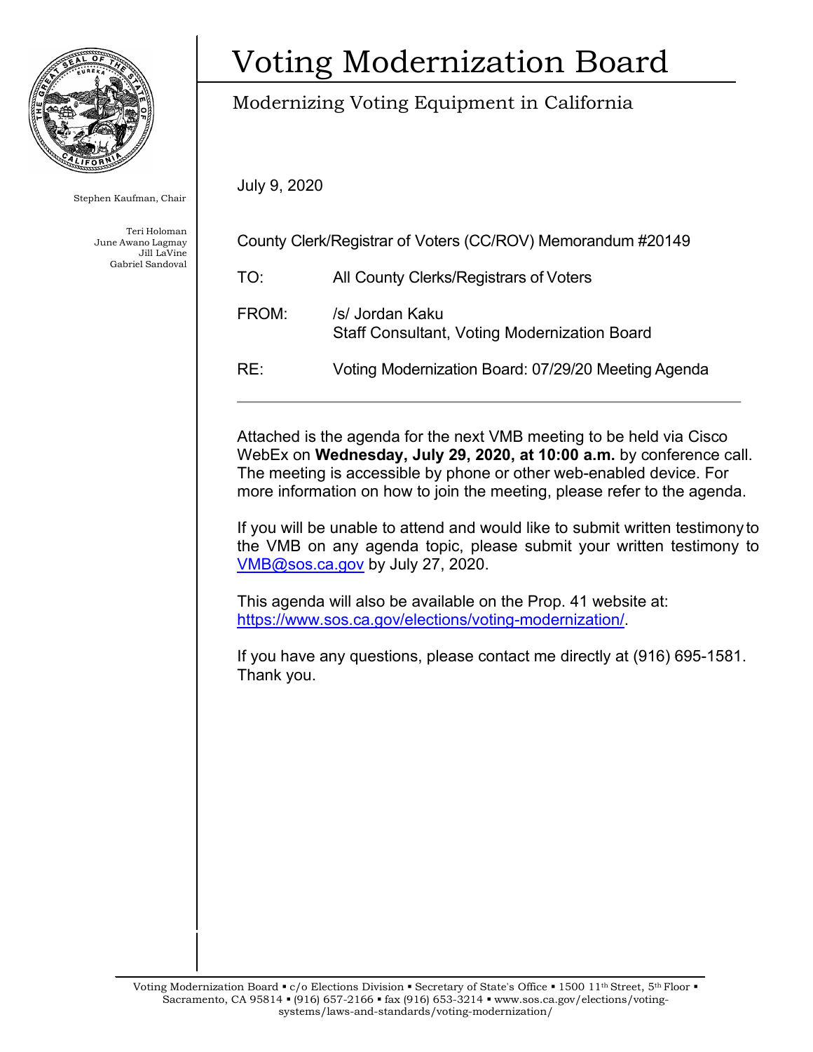# Voting Modernization Board

## Modernizing Voting Equipment in California

Stephen Kaufman, Chair

Teri Holoman
June Awano Lagmay
Jill LaVine
Gabriel Sandoval

July 9, 2020

County Clerk/Registrar of Voters (CC/ROV) Memorandum #20149

TO: All County Clerks/Registrars of Voters

FROM: /s/ Jordan Kaku
Staff Consultant, Voting Modernization Board

RE: Voting Modernization Board: 07/29/20 Meeting Agenda

---

Attached is the agenda for the next VMB meeting to be held via Cisco WebEx on **Wednesday, July 29, 2020, at 10:00 a.m.** by conference call. The meeting is accessible by phone or other web-enabled device. For more information on how to join the meeting, please refer to the agenda.

If you will be unable to attend and would like to submit written testimony to the VMB on any agenda topic, please submit your written testimony to VMB@sos.ca.gov by July 27, 2020.

This agenda will also be available on the Prop. 41 website at: https://www.sos.ca.gov/elections/voting-modernization/.

If you have any questions, please contact me directly at (916) 695-1581. Thank you.

Voting Modernization Board ▪ c/o Elections Division ▪ Secretary of State's Office ▪ 1500 11th Street, 5th Floor ▪ Sacramento, CA 95814 ▪ (916) 657-2166 ▪ fax (916) 653-3214 ▪ www.sos.ca.gov/elections/voting-systems/laws-and-standards/voting-modernization/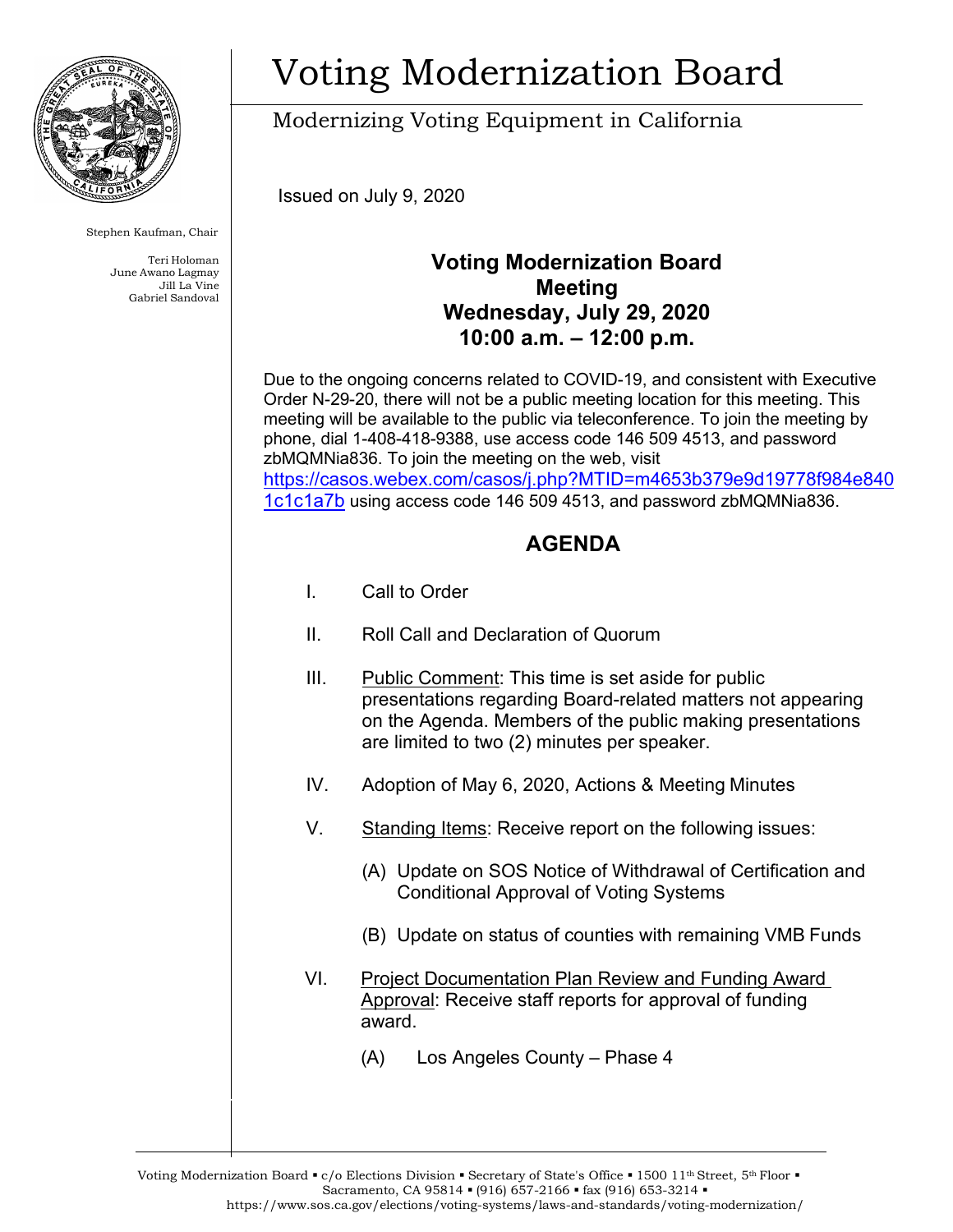# Voting Modernization Board

Modernizing Voting Equipment in California

Stephen Kaufman, Chair

Teri Holoman
June Awano Lagmay
Jill La Vine
Gabriel Sandoval

Issued on July 9, 2020

## Voting Modernization Board Meeting
## Wednesday, July 29, 2020
## 10:00 a.m. – 12:00 p.m.

Due to the ongoing concerns related to COVID-19, and consistent with Executive Order N-29-20, there will not be a public meeting location for this meeting. This meeting will be available to the public via teleconference. To join the meeting by phone, dial 1-408-418-9388, use access code 146 509 4513, and password zbMQMNia836. To join the meeting on the web, visit https://casos.webex.com/casos/j.php?MTID=m4653b379e9d19778f984e8401c1c1a7b using access code 146 509 4513, and password zbMQMNia836.

## AGENDA

I. Call to Order

II. Roll Call and Declaration of Quorum

III. Public Comment: This time is set aside for public presentations regarding Board-related matters not appearing on the Agenda. Members of the public making presentations are limited to two (2) minutes per speaker.

IV. Adoption of May 6, 2020, Actions & Meeting Minutes

V. Standing Items: Receive report on the following issues:

   (A) Update on SOS Notice of Withdrawal of Certification and Conditional Approval of Voting Systems

   (B) Update on status of counties with remaining VMB Funds

VI. Project Documentation Plan Review and Funding Award Approval: Receive staff reports for approval of funding award.

   (A) Los Angeles County – Phase 4

Voting Modernization Board ▪ c/o Elections Division ▪ Secretary of State's Office ▪ 1500 11th Street, 5th Floor ▪ Sacramento, CA 95814 ▪ (916) 657-2166 ▪ fax (916) 653-3214 ▪ https://www.sos.ca.gov/elections/voting-systems/laws-and-standards/voting-modernization/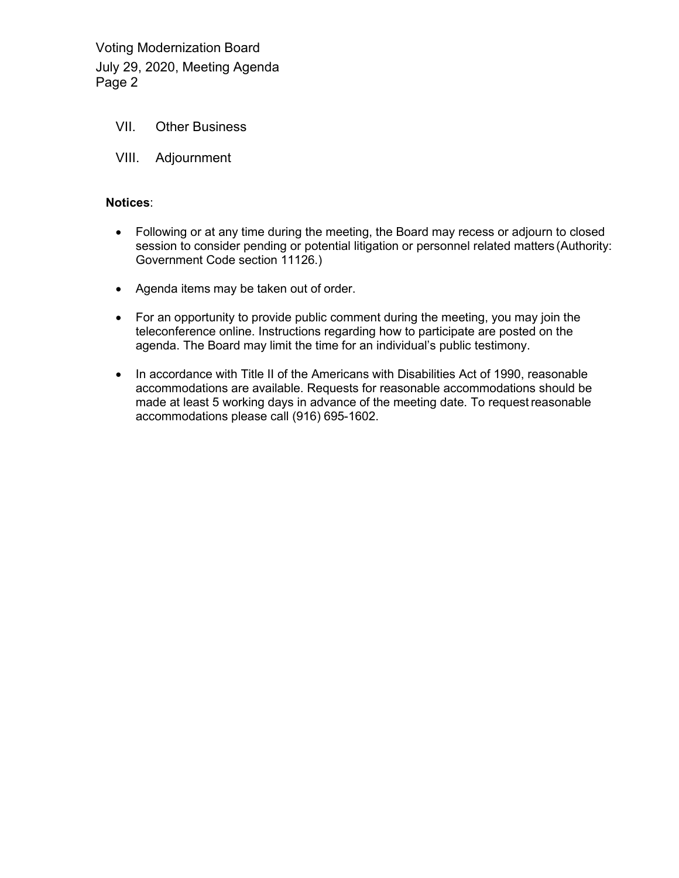VII. Other Business

VIII. Adjournment

**Notices**:

- Following or at any time during the meeting, the Board may recess or adjourn to closed session to consider pending or potential litigation or personnel related matters (Authority: Government Code section 11126.)
- Agenda items may be taken out of order.
- For an opportunity to provide public comment during the meeting, you may join the teleconference online. Instructions regarding how to participate are posted on the agenda. The Board may limit the time for an individual's public testimony.
- In accordance with Title II of the Americans with Disabilities Act of 1990, reasonable accommodations are available. Requests for reasonable accommodations should be made at least 5 working days in advance of the meeting date. To request reasonable accommodations please call (916) 695-1602.